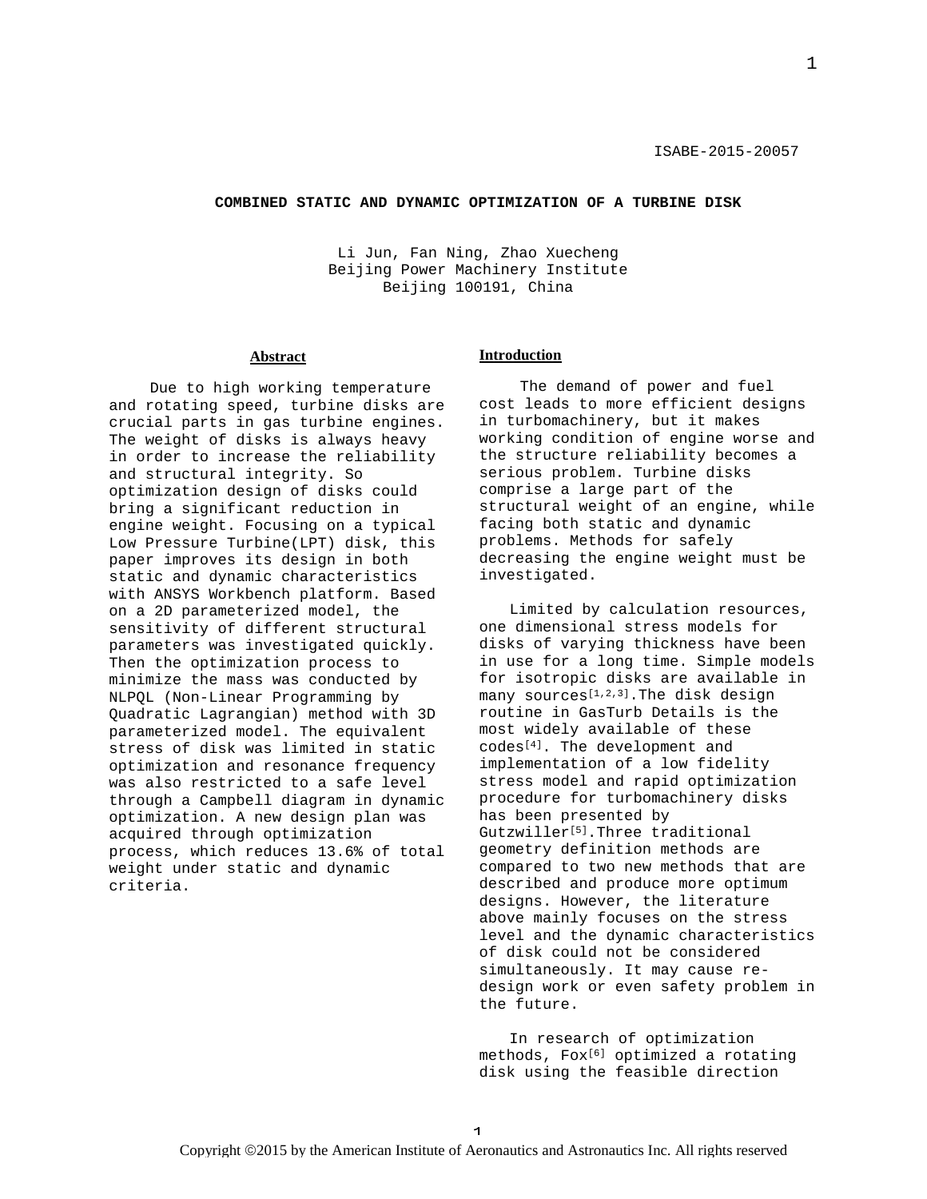ISABE-2015-20057

# COMBINED STATIC AND DYNAMIC OPTIMIZATION OF A TURBINE DISK

Li Jun, Fan Ning, Zhao Xuecheng
Beijing Power Machinery Institute
Beijing 100191, China

## Abstract

Due to high working temperature and rotating speed, turbine disks are crucial parts in gas turbine engines. The weight of disks is always heavy in order to increase the reliability and structural integrity. So optimization design of disks could bring a significant reduction in engine weight. Focusing on a typical Low Pressure Turbine(LPT) disk, this paper improves its design in both static and dynamic characteristics with ANSYS Workbench platform. Based on a 2D parameterized model, the sensitivity of different structural parameters was investigated quickly. Then the optimization process to minimize the mass was conducted by NLPQL (Non-Linear Programming by Quadratic Lagrangian) method with 3D parameterized model. The equivalent stress of disk was limited in static optimization and resonance frequency was also restricted to a safe level through a Campbell diagram in dynamic optimization. A new design plan was acquired through optimization process, which reduces 13.6% of total weight under static and dynamic criteria.

## Introduction

The demand of power and fuel cost leads to more efficient designs in turbomachinery, but it makes working condition of engine worse and the structure reliability becomes a serious problem. Turbine disks comprise a large part of the structural weight of an engine, while facing both static and dynamic problems. Methods for safely decreasing the engine weight must be investigated.

Limited by calculation resources, one dimensional stress models for disks of varying thickness have been in use for a long time. Simple models for isotropic disks are available in many sources[1,2,3].The disk design routine in GasTurb Details is the most widely available of these codes[4]. The development and implementation of a low fidelity stress model and rapid optimization procedure for turbomachinery disks has been presented by Gutzwiller[5].Three traditional geometry definition methods are compared to two new methods that are described and produce more optimum designs. However, the literature above mainly focuses on the stress level and the dynamic characteristics of disk could not be considered simultaneously. It may cause re-design work or even safety problem in the future.

In research of optimization methods, Fox[6] optimized a rotating disk using the feasible direction

Copyright ©2015 by the American Institute of Aeronautics and Astronautics Inc. All rights reserved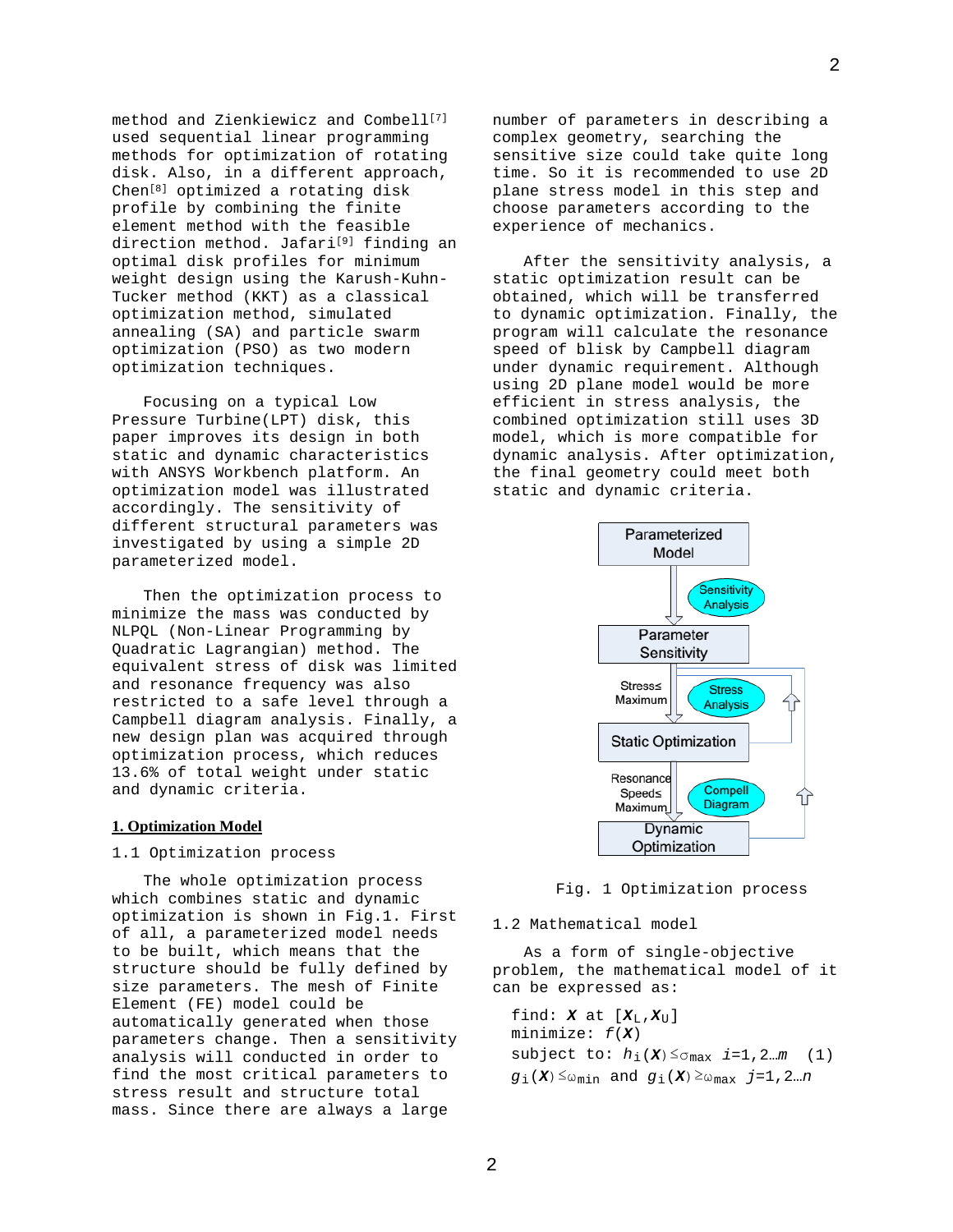method and Zienkiewicz and Combell[7] used sequential linear programming methods for optimization of rotating disk. Also, in a different approach, Chen[8] optimized a rotating disk profile by combining the finite element method with the feasible direction method. Jafari[9] finding an optimal disk profiles for minimum weight design using the Karush-Kuhn-Tucker method (KKT) as a classical optimization method, simulated annealing (SA) and particle swarm optimization (PSO) as two modern optimization techniques.

Focusing on a typical Low Pressure Turbine(LPT) disk, this paper improves its design in both static and dynamic characteristics with ANSYS Workbench platform. An optimization model was illustrated accordingly. The sensitivity of different structural parameters was investigated by using a simple 2D parameterized model.

Then the optimization process to minimize the mass was conducted by NLPQL (Non-Linear Programming by Quadratic Lagrangian) method. The equivalent stress of disk was limited and resonance frequency was also restricted to a safe level through a Campbell diagram analysis. Finally, a new design plan was acquired through optimization process, which reduces 13.6% of total weight under static and dynamic criteria.

## 1. Optimization Model

### 1.1 Optimization process

The whole optimization process which combines static and dynamic optimization is shown in Fig.1. First of all, a parameterized model needs to be built, which means that the structure should be fully defined by size parameters. The mesh of Finite Element (FE) model could be automatically generated when those parameters change. Then a sensitivity analysis will conducted in order to find the most critical parameters to stress result and structure total mass. Since there are always a large number of parameters in describing a complex geometry, searching the sensitive size could take quite long time. So it is recommended to use 2D plane stress model in this step and choose parameters according to the experience of mechanics.

After the sensitivity analysis, a static optimization result can be obtained, which will be transferred to dynamic optimization. Finally, the program will calculate the resonance speed of blisk by Campbell diagram under dynamic requirement. Although using 2D plane model would be more efficient in stress analysis, the combined optimization still uses 3D model, which is more compatible for dynamic analysis. After optimization, the final geometry could meet both static and dynamic criteria.

Parameterized Model → (Sensitivity Analysis) → Parameter Sensitivity → (Stress≤ Maximum; Stress Analysis) → Static Optimization → (Resonance Speeds≤ Maximum; Compell Diagram) → Dynamic Optimization

Fig. 1 Optimization process

### 1.2 Mathematical model

As a form of single-objective problem, the mathematical model of it can be expressed as:

$$
\begin{aligned}
&\text{find: } \boldsymbol{X} \text{ at } [\boldsymbol{X}_L, \boldsymbol{X}_U] \\
&\text{minimize: } f(\boldsymbol{X}) \\
&\text{subject to: } h_i(\boldsymbol{X}) \le \sigma_{max} \quad i=1,2\ldots m \qquad (1) \\
&g_i(\boldsymbol{X}) \le \omega_{min} \text{ and } g_i(\boldsymbol{X}) \ge \omega_{max} \quad j=1,2\ldots n
\end{aligned}
$$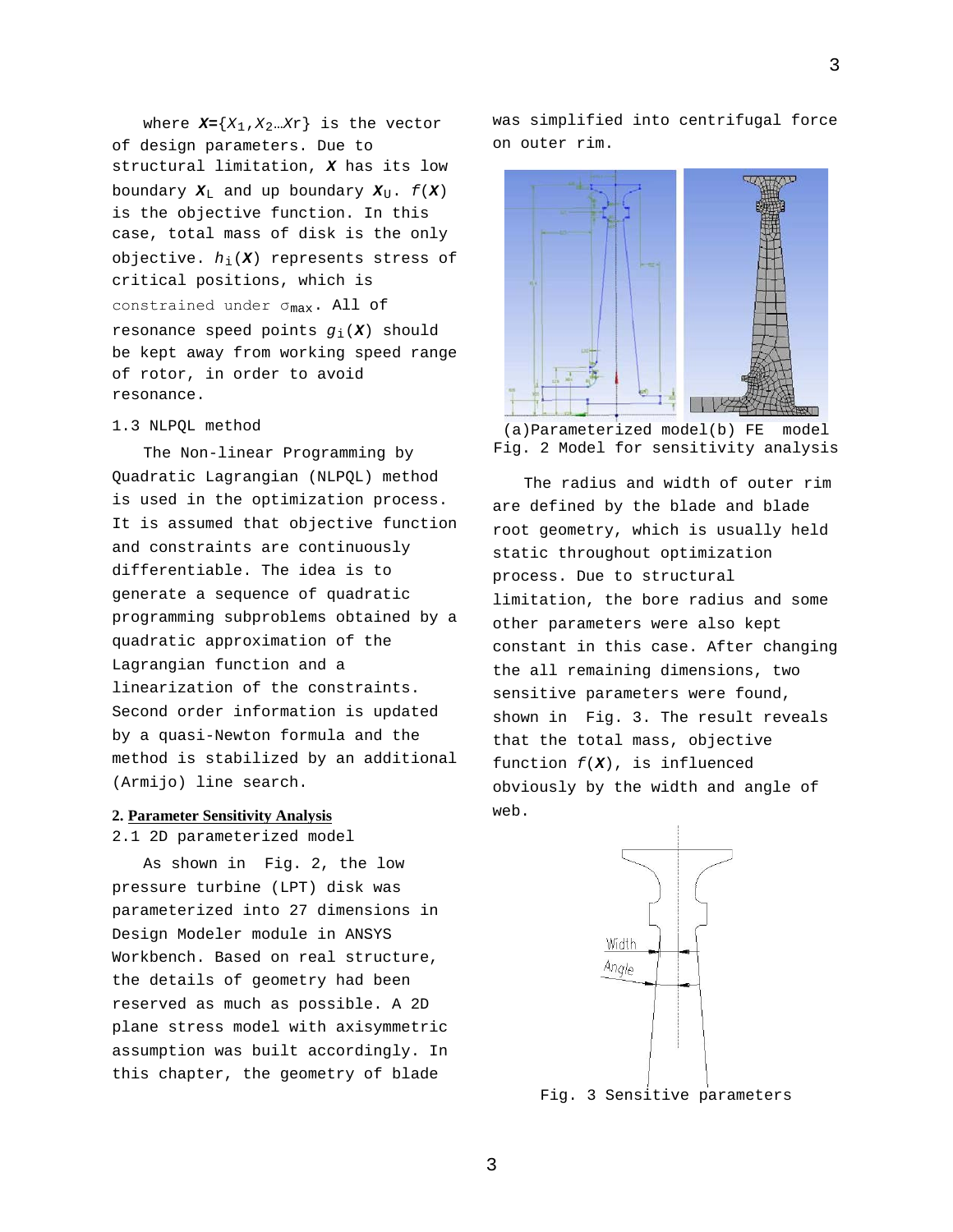where $\boldsymbol{X}=\{X_1,X_2\ldots Xr\}$ is the vector of design parameters. Due to structural limitation, $\boldsymbol{X}$ has its low boundary $\boldsymbol{X}_L$ and up boundary $\boldsymbol{X}_U$. $f(\boldsymbol{X})$ is the objective function. In this case, total mass of disk is the only objective. $h_i(\boldsymbol{X})$ represents stress of critical positions, which is constrained under $\sigma_{max}$. All of resonance speed points $g_i(\boldsymbol{X})$ should be kept away from working speed range of rotor, in order to avoid resonance.

### 1.3 NLPQL method

The Non-linear Programming by Quadratic Lagrangian (NLPQL) method is used in the optimization process. It is assumed that objective function and constraints are continuously differentiable. The idea is to generate a sequence of quadratic programming subproblems obtained by a quadratic approximation of the Lagrangian function and a linearization of the constraints. Second order information is updated by a quasi-Newton formula and the method is stabilized by an additional (Armijo) line search.

## 2. Parameter Sensitivity Analysis

### 2.1 2D parameterized model

As shown in Fig. 2, the low pressure turbine (LPT) disk was parameterized into 27 dimensions in Design Modeler module in ANSYS Workbench. Based on real structure, the details of geometry had been reserved as much as possible. A 2D plane stress model with axisymmetric assumption was built accordingly. In this chapter, the geometry of blade was simplified into centrifugal force on outer rim.

(a)Parameterized model(b) FE model
Fig. 2 Model for sensitivity analysis

The radius and width of outer rim are defined by the blade and blade root geometry, which is usually held static throughout optimization process. Due to structural limitation, the bore radius and some other parameters were also kept constant in this case. After changing the all remaining dimensions, two sensitive parameters were found, shown in Fig. 3. The result reveals that the total mass, objective function $f(\boldsymbol{X})$, is influenced obviously by the width and angle of web.

Fig. 3 Sensitive parameters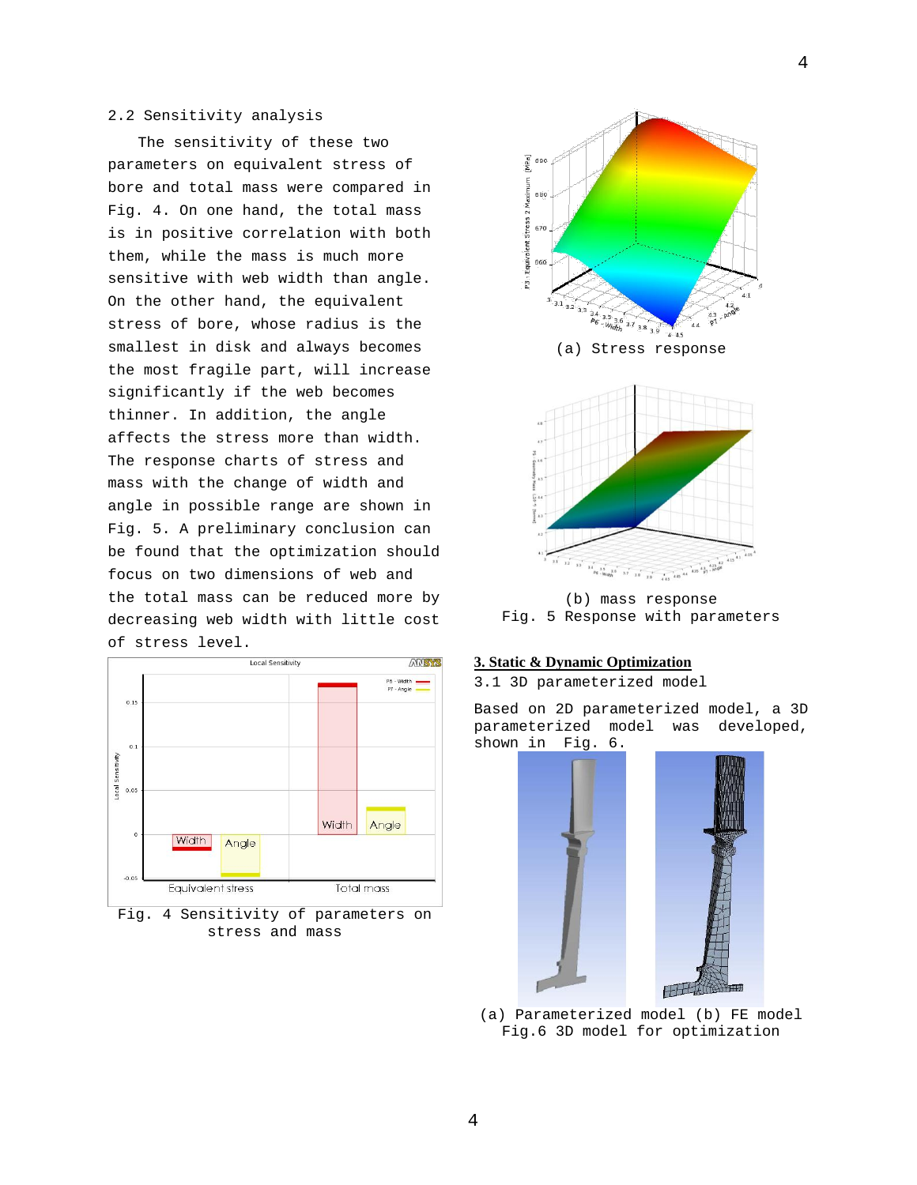### 2.2 Sensitivity analysis

The sensitivity of these two parameters on equivalent stress of bore and total mass were compared in Fig. 4. On one hand, the total mass is in positive correlation with both them, while the mass is much more sensitive with web width than angle. On the other hand, the equivalent stress of bore, whose radius is the smallest in disk and always becomes the most fragile part, will increase significantly if the web becomes thinner. In addition, the angle affects the stress more than width. The response charts of stress and mass with the change of width and angle in possible range are shown in Fig. 5. A preliminary conclusion can be found that the optimization should focus on two dimensions of web and the total mass can be reduced more by decreasing web width with little cost of stress level.

Fig. 4 Sensitivity of parameters on stress and mass

(a) Stress response

(b) mass response

Fig. 5 Response with parameters

## 3. Static & Dynamic Optimization

### 3.1 3D parameterized model

Based on 2D parameterized model, a 3D parameterized model was developed, shown in Fig. 6.

(a) Parameterized model (b) FE model

Fig.6 3D model for optimization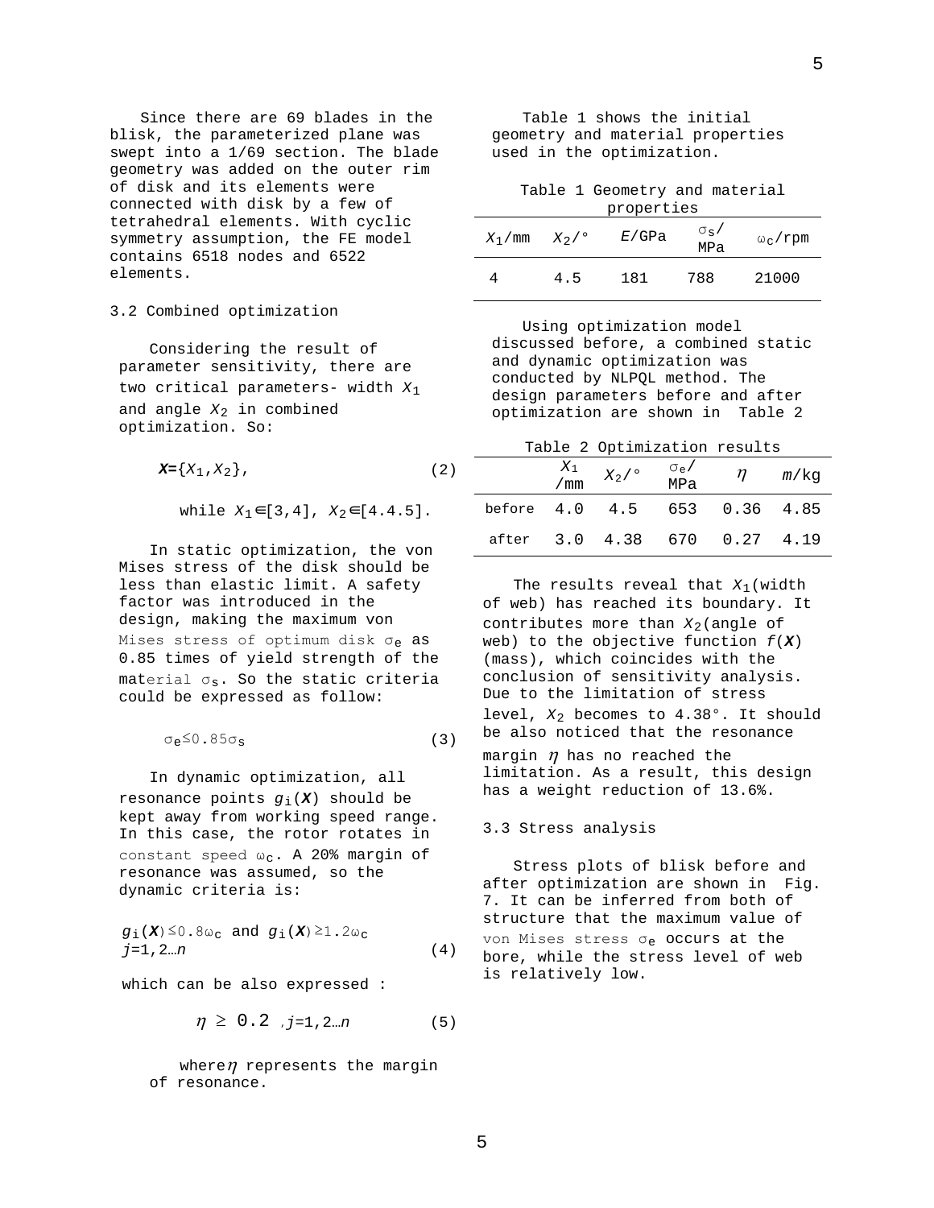Since there are 69 blades in the blisk, the parameterized plane was swept into a 1/69 section. The blade geometry was added on the outer rim of disk and its elements were connected with disk by a few of tetrahedral elements. With cyclic symmetry assumption, the FE model contains 6518 nodes and 6522 elements.

### 3.2 Combined optimization

Considering the result of parameter sensitivity, there are two critical parameters- width $X_1$ and angle $X_2$ in combined optimization. So:

$$\boldsymbol{X}=\{X_1,X_2\}, \tag{2}$$

while $X_1\in[3,4]$, $X_2\in[4.4.5]$.

In static optimization, the von Mises stress of the disk should be less than elastic limit. A safety factor was introduced in the design, making the maximum von Mises stress of optimum disk $\sigma_e$ as 0.85 times of yield strength of the material $\sigma_s$. So the static criteria could be expressed as follow:

$$\sigma_e\leq 0.85\sigma_s \tag{3}$$

In dynamic optimization, all resonance points $g_i(\boldsymbol{X})$ should be kept away from working speed range. In this case, the rotor rotates in constant speed $\omega_c$. A 20% margin of resonance was assumed, so the dynamic criteria is:

$$g_i(\boldsymbol{X})\leq 0.8\omega_c \text{ and } g_i(\boldsymbol{X})\geq 1.2\omega_c \quad j=1,2\ldots n \tag{4}$$

which can be also expressed :

$$\eta \geq 0.2 \;,j=1,2\ldots n \tag{5}$$

where $\eta$ represents the margin of resonance.

Table 1 shows the initial geometry and material properties used in the optimization.

Table 1 Geometry and material properties

| $X_1$/mm | $X_2$/° | $E$/GPa | $\sigma_s$/MPa | $\omega_c$/rpm |
|---|---|---|---|---|
| 4 | 4.5 | 181 | 788 | 21000 |

Using optimization model discussed before, a combined static and dynamic optimization was conducted by NLPQL method. The design parameters before and after optimization are shown in Table 2

Table 2 Optimization results

| | $X_1$/mm | $X_2$/° | $\sigma_e$/MPa | $\eta$ | $m$/kg |
|---|---|---|---|---|---|
| before | 4.0 | 4.5 | 653 | 0.36 | 4.85 |
| after | 3.0 | 4.38 | 670 | 0.27 | 4.19 |

The results reveal that $X_1$(width of web) has reached its boundary. It contributes more than $X_2$(angle of web) to the objective function $f(\boldsymbol{X})$ (mass), which coincides with the conclusion of sensitivity analysis. Due to the limitation of stress level, $X_2$ becomes to 4.38°. It should be also noticed that the resonance margin $\eta$ has no reached the limitation. As a result, this design has a weight reduction of 13.6%.

### 3.3 Stress analysis

Stress plots of blisk before and after optimization are shown in Fig. 7. It can be inferred from both of structure that the maximum value of von Mises stress $\sigma_e$ occurs at the bore, while the stress level of web is relatively low.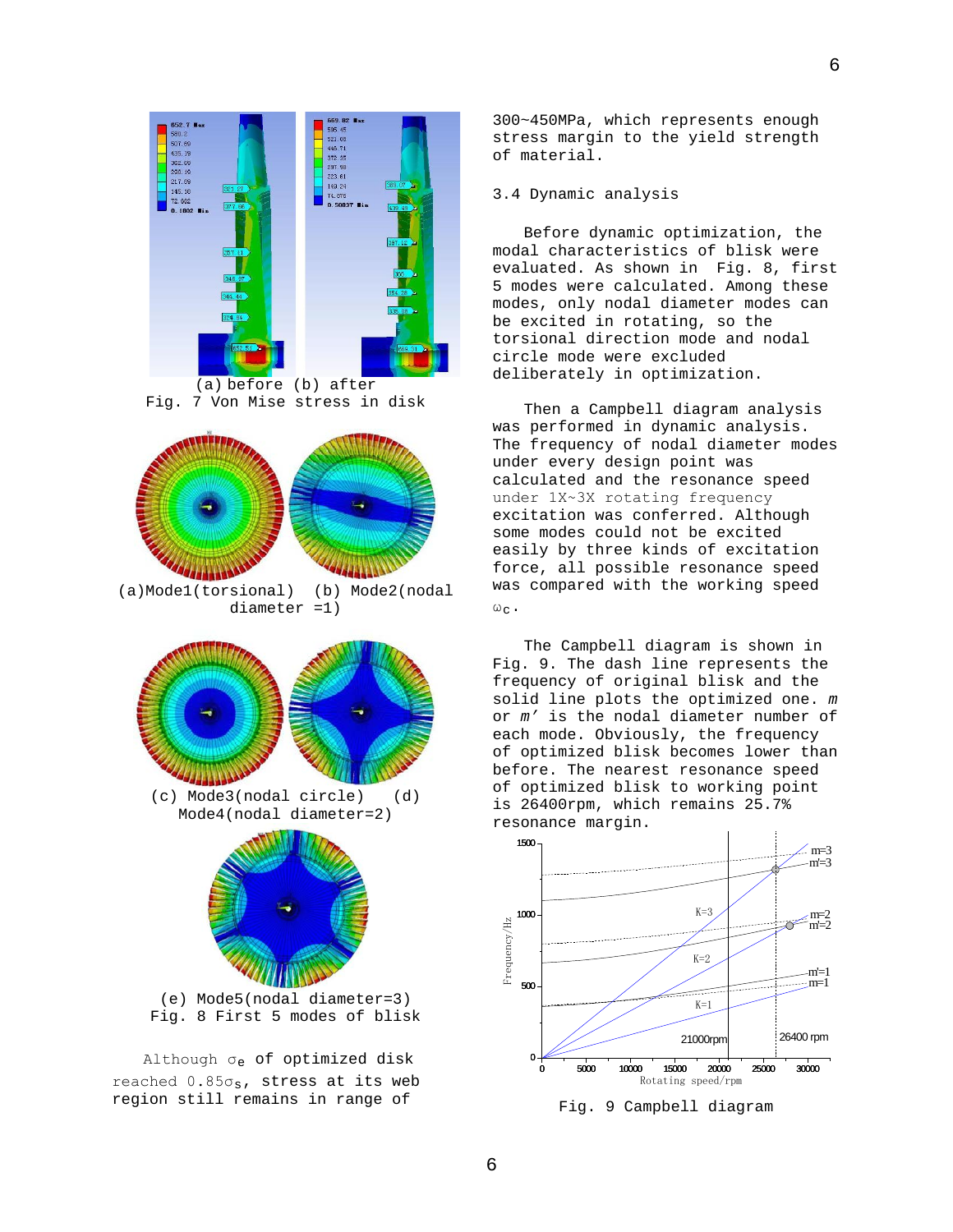(a) before (b) after

Fig. 7 Von Mise stress in disk

(a)Mode1(torsional) (b) Mode2(nodal diameter =1)

(c) Mode3(nodal circle) (d) Mode4(nodal diameter=2)

(e) Mode5(nodal diameter=3)

Fig. 8 First 5 modes of blisk

Although $\sigma_e$ of optimized disk reached $0.85\sigma_s$, stress at its web region still remains in range of 300~450MPa, which represents enough stress margin to the yield strength of material.

### 3.4 Dynamic analysis

Before dynamic optimization, the modal characteristics of blisk were evaluated. As shown in Fig. 8, first 5 modes were calculated. Among these modes, only nodal diameter modes can be excited in rotating, so the torsional direction mode and nodal circle mode were excluded deliberately in optimization.

Then a Campbell diagram analysis was performed in dynamic analysis. The frequency of nodal diameter modes under every design point was calculated and the resonance speed under 1X~3X rotating frequency excitation was conferred. Although some modes could not be excited easily by three kinds of excitation force, all possible resonance speed was compared with the working speed $\omega_c$.

The Campbell diagram is shown in Fig. 9. The dash line represents the frequency of original blisk and the solid line plots the optimized one. *m* or *m′* is the nodal diameter number of each mode. Obviously, the frequency of optimized blisk becomes lower than before. The nearest resonance speed of optimized blisk to working point is 26400rpm, which remains 25.7% resonance margin.

Fig. 9 Campbell diagram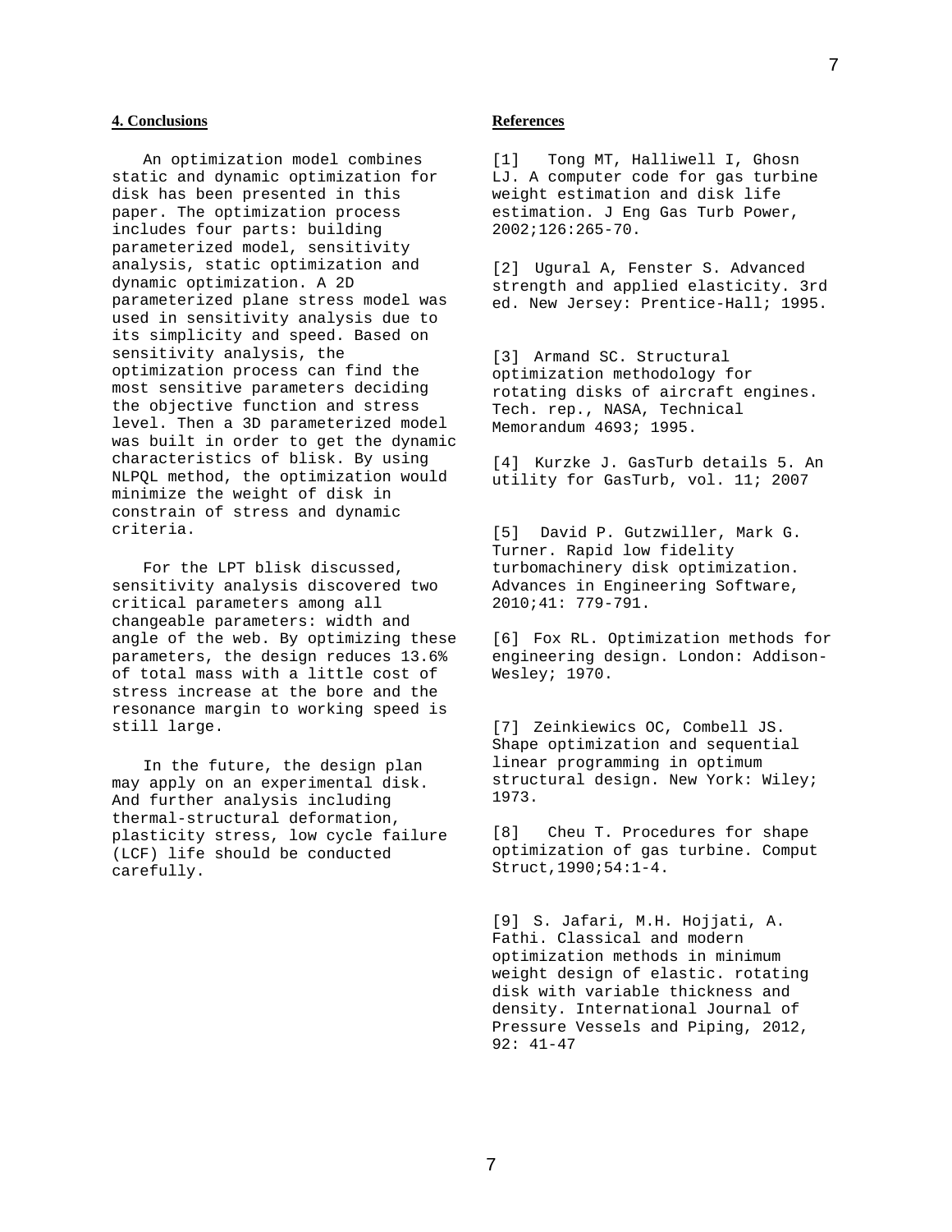## 4. Conclusions

An optimization model combines static and dynamic optimization for disk has been presented in this paper. The optimization process includes four parts: building parameterized model, sensitivity analysis, static optimization and dynamic optimization. A 2D parameterized plane stress model was used in sensitivity analysis due to its simplicity and speed. Based on sensitivity analysis, the optimization process can find the most sensitive parameters deciding the objective function and stress level. Then a 3D parameterized model was built in order to get the dynamic characteristics of blisk. By using NLPQL method, the optimization would minimize the weight of disk in constrain of stress and dynamic criteria.

For the LPT blisk discussed, sensitivity analysis discovered two critical parameters among all changeable parameters: width and angle of the web. By optimizing these parameters, the design reduces 13.6% of total mass with a little cost of stress increase at the bore and the resonance margin to working speed is still large.

In the future, the design plan may apply on an experimental disk. And further analysis including thermal-structural deformation, plasticity stress, low cycle failure (LCF) life should be conducted carefully.

## References

[1] Tong MT, Halliwell I, Ghosn LJ. A computer code for gas turbine weight estimation and disk life estimation. J Eng Gas Turb Power, 2002;126:265-70.

[2] Ugural A, Fenster S. Advanced strength and applied elasticity. 3rd ed. New Jersey: Prentice-Hall; 1995.

[3] Armand SC. Structural optimization methodology for rotating disks of aircraft engines. Tech. rep., NASA, Technical Memorandum 4693; 1995.

[4] Kurzke J. GasTurb details 5. An utility for GasTurb, vol. 11; 2007

[5] David P. Gutzwiller, Mark G. Turner. Rapid low fidelity turbomachinery disk optimization. Advances in Engineering Software, 2010;41: 779-791.

[6] Fox RL. Optimization methods for engineering design. London: Addison-Wesley; 1970.

[7] Zeinkiewics OC, Combell JS. Shape optimization and sequential linear programming in optimum structural design. New York: Wiley; 1973.

[8] Cheu T. Procedures for shape optimization of gas turbine. Comput Struct,1990;54:1-4.

[9] S. Jafari, M.H. Hojjati, A. Fathi. Classical and modern optimization methods in minimum weight design of elastic. rotating disk with variable thickness and density. International Journal of Pressure Vessels and Piping, 2012, 92: 41-47